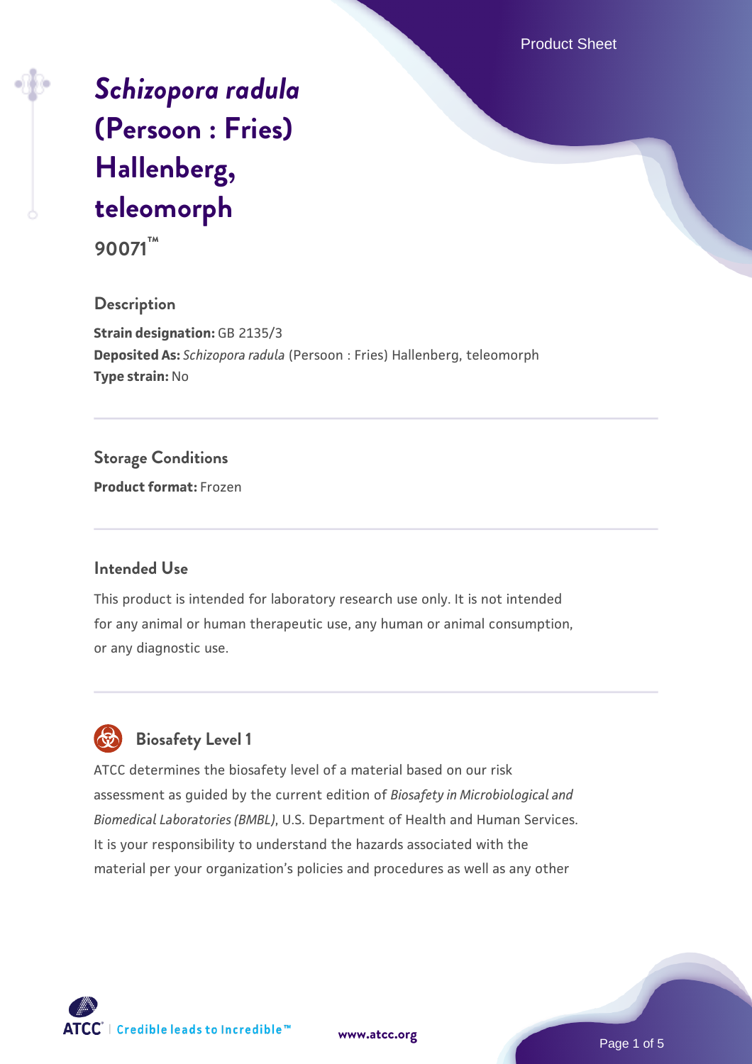# *Schizopora radula* (Persoon : Fries) Hallenberg, teleomorph

**90071™**

## Description

**Strain designation:** GB 2135/3

**Deposited As:** *Schizopora radula* (Persoon : Fries) Hallenberg, teleomorph

**Type strain:** No

## Storage Conditions

**Product format:** Frozen

## Intended Use

This product is intended for laboratory research use only. It is not intended for any animal or human therapeutic use, any human or animal consumption, or any diagnostic use.

## Biosafety Level 1

ATCC determines the biosafety level of a material based on our risk assessment as guided by the current edition of *Biosafety in Microbiological and Biomedical Laboratories (BMBL)*, U.S. Department of Health and Human Services. It is your responsibility to understand the hazards associated with the material per your organization's policies and procedures as well as any other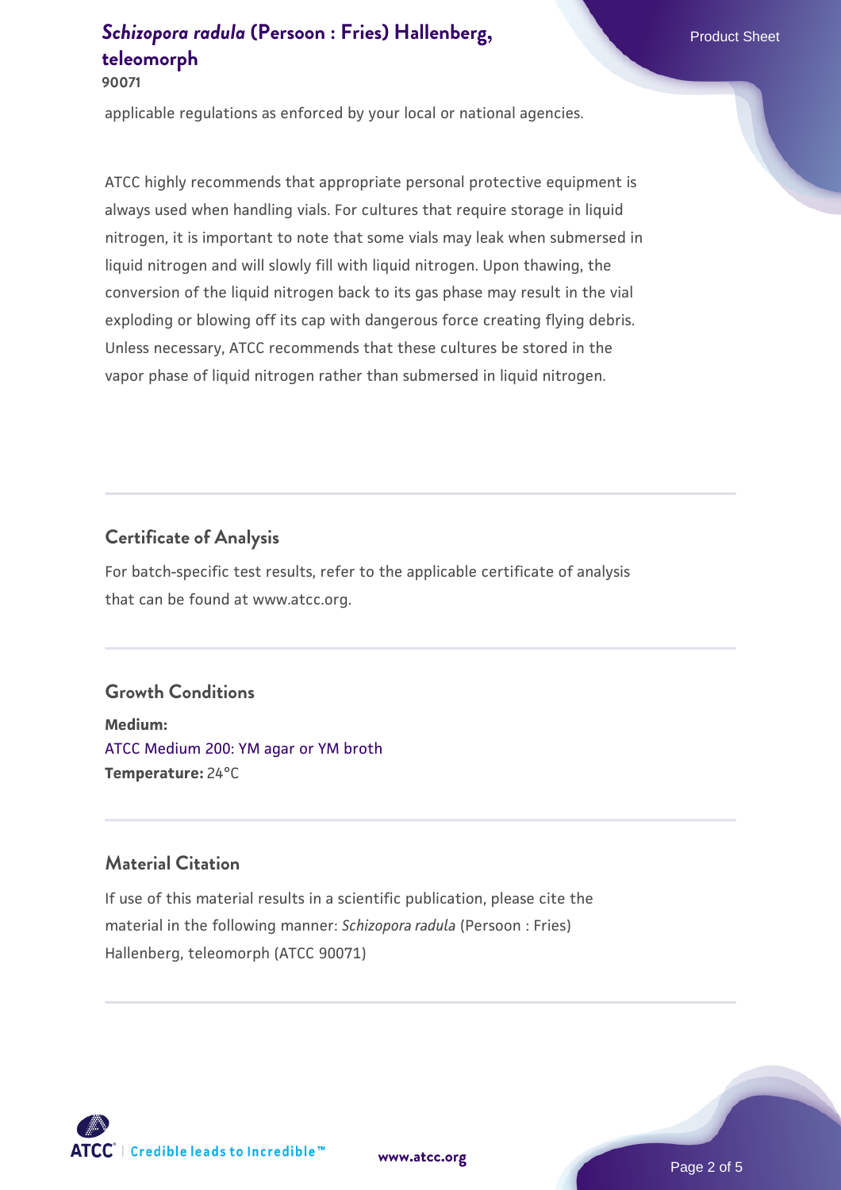applicable regulations as enforced by your local or national agencies.

ATCC highly recommends that appropriate personal protective equipment is always used when handling vials. For cultures that require storage in liquid nitrogen, it is important to note that some vials may leak when submersed in liquid nitrogen and will slowly fill with liquid nitrogen. Upon thawing, the conversion of the liquid nitrogen back to its gas phase may result in the vial exploding or blowing off its cap with dangerous force creating flying debris. Unless necessary, ATCC recommends that these cultures be stored in the vapor phase of liquid nitrogen rather than submersed in liquid nitrogen.

## Certificate of Analysis

For batch-specific test results, refer to the applicable certificate of analysis that can be found at www.atcc.org.

## Growth Conditions

**Medium:**
ATCC Medium 200: YM agar or YM broth
**Temperature:** 24°C

## Material Citation

If use of this material results in a scientific publication, please cite the material in the following manner: *Schizopora radula* (Persoon : Fries) Hallenberg, teleomorph (ATCC 90071)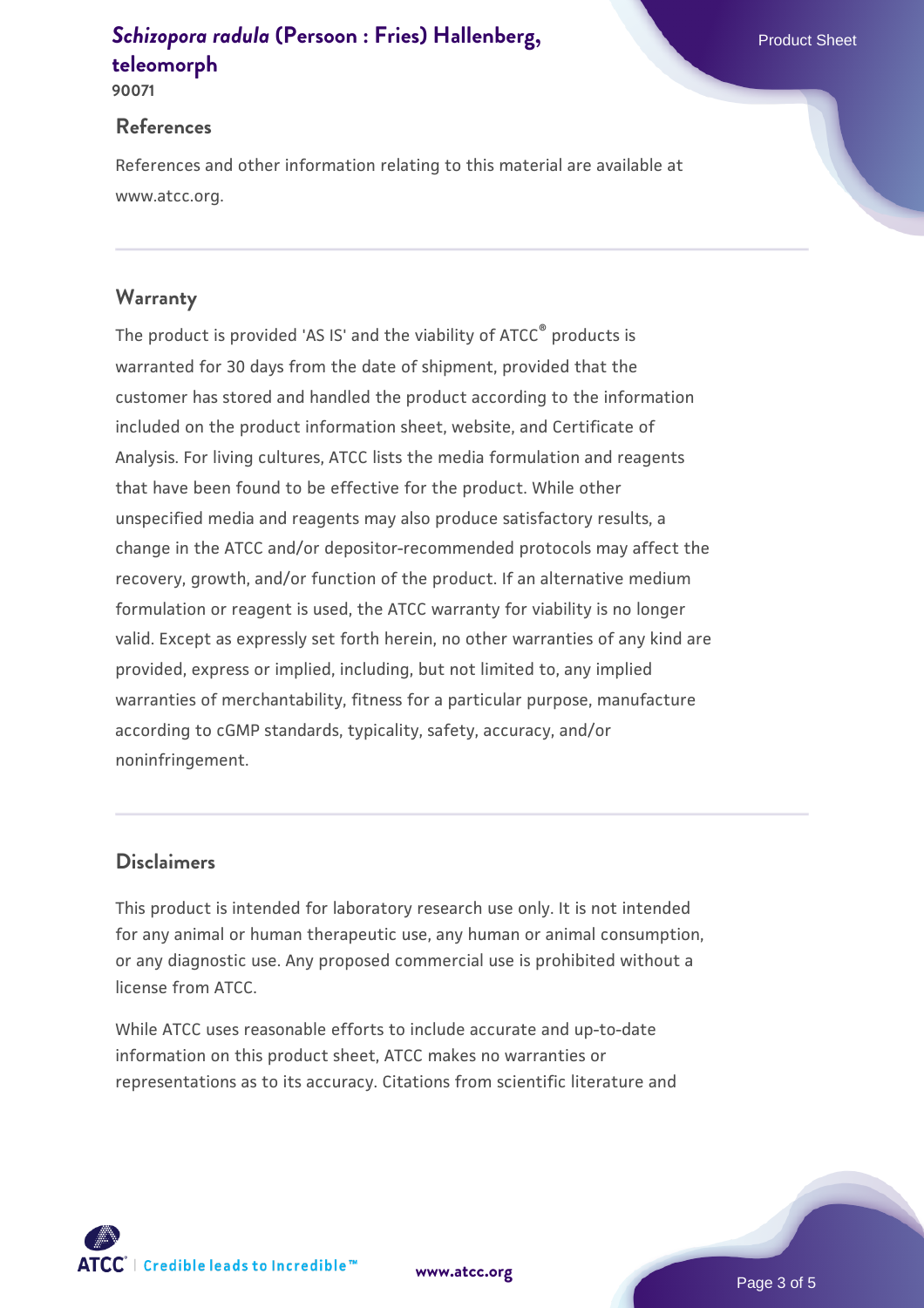## References

References and other information relating to this material are available at www.atcc.org.

## Warranty

The product is provided 'AS IS' and the viability of ATCC® products is warranted for 30 days from the date of shipment, provided that the customer has stored and handled the product according to the information included on the product information sheet, website, and Certificate of Analysis. For living cultures, ATCC lists the media formulation and reagents that have been found to be effective for the product. While other unspecified media and reagents may also produce satisfactory results, a change in the ATCC and/or depositor-recommended protocols may affect the recovery, growth, and/or function of the product. If an alternative medium formulation or reagent is used, the ATCC warranty for viability is no longer valid. Except as expressly set forth herein, no other warranties of any kind are provided, express or implied, including, but not limited to, any implied warranties of merchantability, fitness for a particular purpose, manufacture according to cGMP standards, typicality, safety, accuracy, and/or noninfringement.

## Disclaimers

This product is intended for laboratory research use only. It is not intended for any animal or human therapeutic use, any human or animal consumption, or any diagnostic use. Any proposed commercial use is prohibited without a license from ATCC.

While ATCC uses reasonable efforts to include accurate and up-to-date information on this product sheet, ATCC makes no warranties or representations as to its accuracy. Citations from scientific literature and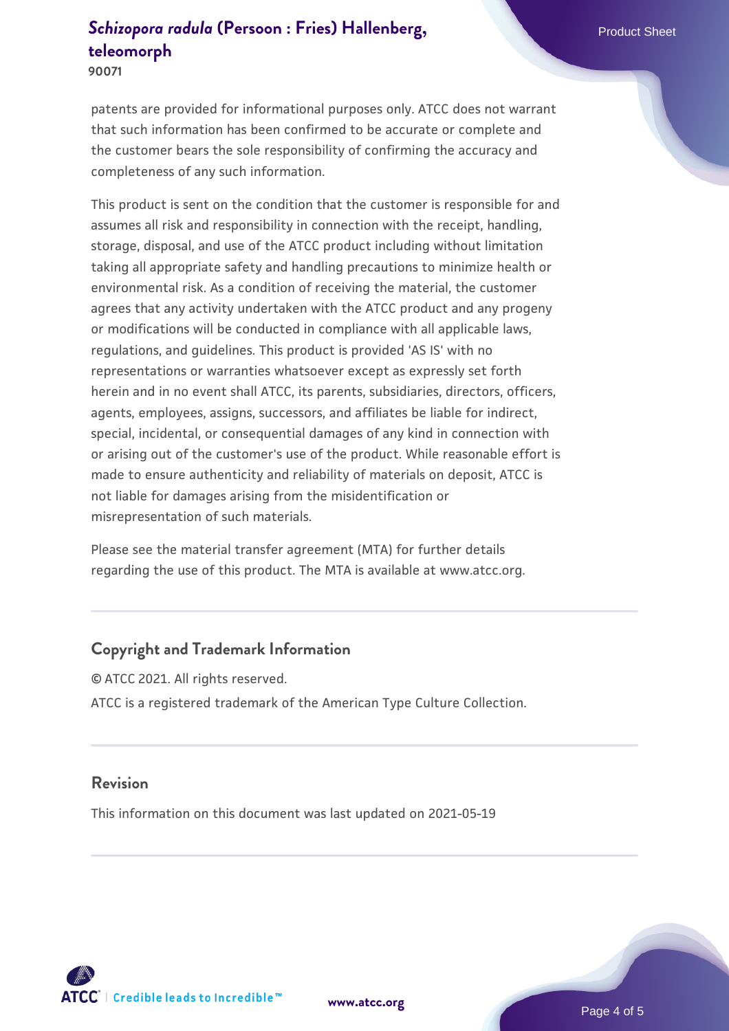patents are provided for informational purposes only. ATCC does not warrant that such information has been confirmed to be accurate or complete and the customer bears the sole responsibility of confirming the accuracy and completeness of any such information.

This product is sent on the condition that the customer is responsible for and assumes all risk and responsibility in connection with the receipt, handling, storage, disposal, and use of the ATCC product including without limitation taking all appropriate safety and handling precautions to minimize health or environmental risk. As a condition of receiving the material, the customer agrees that any activity undertaken with the ATCC product and any progeny or modifications will be conducted in compliance with all applicable laws, regulations, and guidelines. This product is provided 'AS IS' with no representations or warranties whatsoever except as expressly set forth herein and in no event shall ATCC, its parents, subsidiaries, directors, officers, agents, employees, assigns, successors, and affiliates be liable for indirect, special, incidental, or consequential damages of any kind in connection with or arising out of the customer's use of the product. While reasonable effort is made to ensure authenticity and reliability of materials on deposit, ATCC is not liable for damages arising from the misidentification or misrepresentation of such materials.

Please see the material transfer agreement (MTA) for further details regarding the use of this product. The MTA is available at www.atcc.org.

## Copyright and Trademark Information

© ATCC 2021. All rights reserved.

ATCC is a registered trademark of the American Type Culture Collection.

## Revision

This information on this document was last updated on 2021-05-19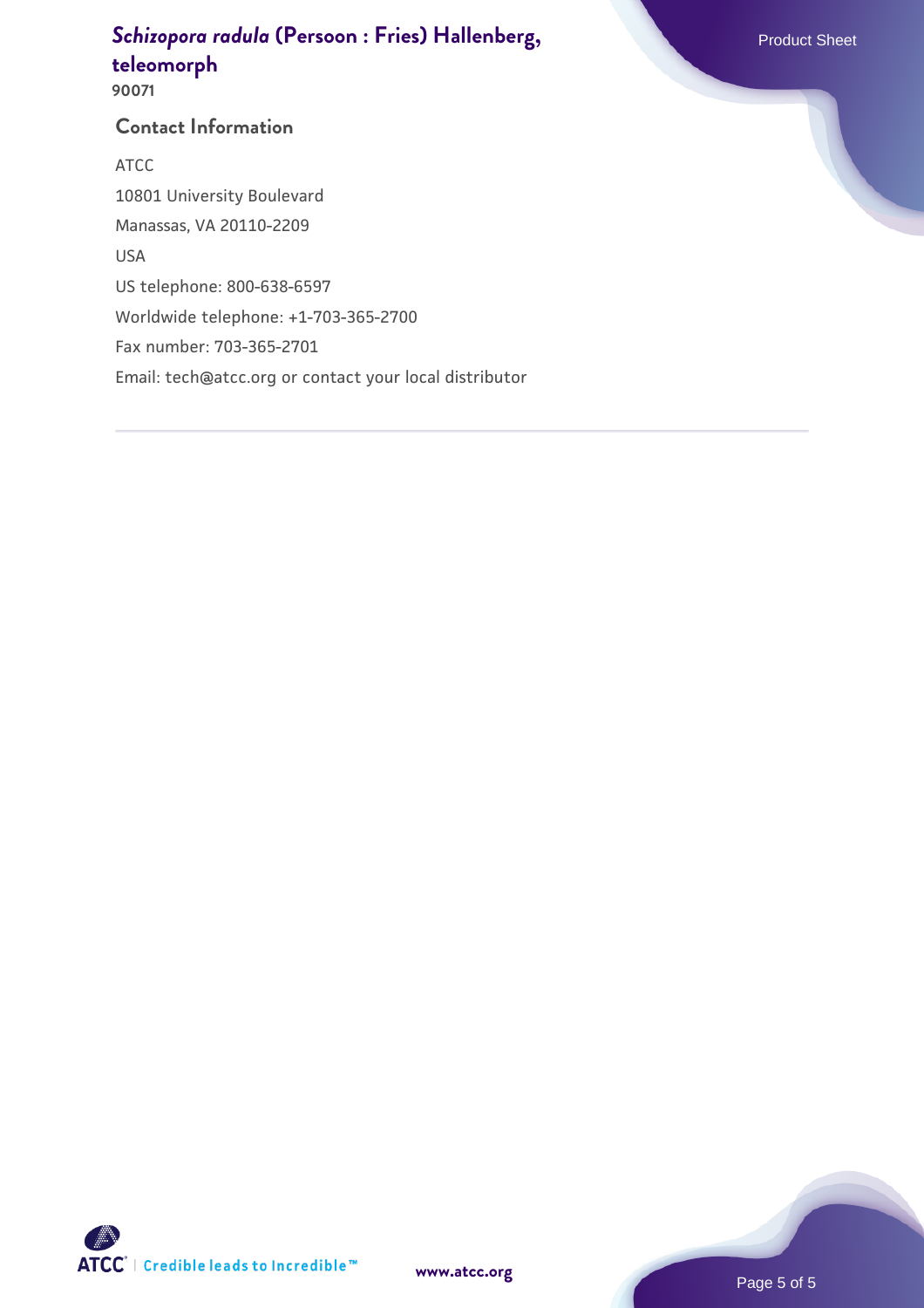## Contact Information

ATCC

10801 University Boulevard

Manassas, VA 20110-2209

USA

US telephone: 800-638-6597

Worldwide telephone: +1-703-365-2700

Fax number: 703-365-2701

Email: tech@atcc.org or contact your local distributor